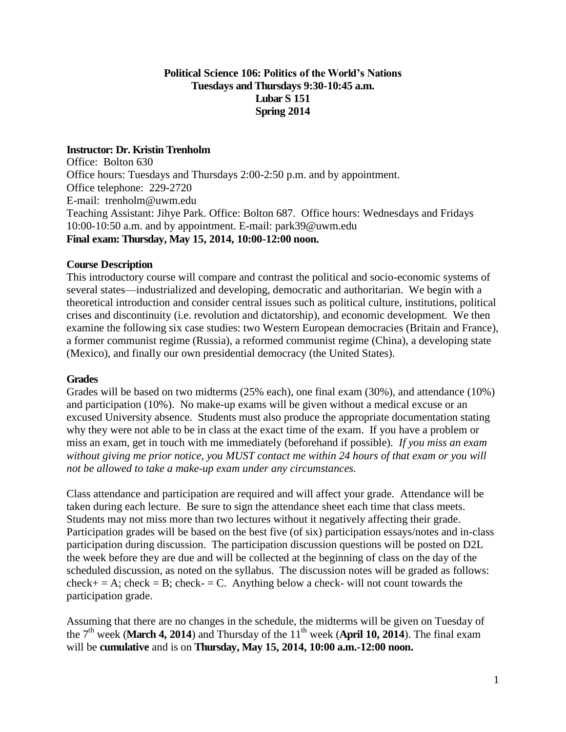# Political Science 106: Politics of the World's Nations
**Tuesdays and Thursdays 9:30-10:45 a.m.**
**Lubar S 151**
**Spring 2014**

**Instructor: Dr. Kristin Trenholm**
Office: Bolton 630
Office hours: Tuesdays and Thursdays 2:00-2:50 p.m. and by appointment.
Office telephone: 229-2720
E-mail: trenholm@uwm.edu
Teaching Assistant: Jihye Park. Office: Bolton 687. Office hours: Wednesdays and Fridays 10:00-10:50 a.m. and by appointment. E-mail: park39@uwm.edu
**Final exam: Thursday, May 15, 2014, 10:00-12:00 noon.**

## Course Description

This introductory course will compare and contrast the political and socio-economic systems of several states—industrialized and developing, democratic and authoritarian. We begin with a theoretical introduction and consider central issues such as political culture, institutions, political crises and discontinuity (i.e. revolution and dictatorship), and economic development. We then examine the following six case studies: two Western European democracies (Britain and France), a former communist regime (Russia), a reformed communist regime (China), a developing state (Mexico), and finally our own presidential democracy (the United States).

## Grades

Grades will be based on two midterms (25% each), one final exam (30%), and attendance (10%) and participation (10%). No make-up exams will be given without a medical excuse or an excused University absence. Students must also produce the appropriate documentation stating why they were not able to be in class at the exact time of the exam. If you have a problem or miss an exam, get in touch with me immediately (beforehand if possible). *If you miss an exam without giving me prior notice, you MUST contact me within 24 hours of that exam or you will not be allowed to take a make-up exam under any circumstances.*

Class attendance and participation are required and will affect your grade. Attendance will be taken during each lecture. Be sure to sign the attendance sheet each time that class meets. Students may not miss more than two lectures without it negatively affecting their grade. Participation grades will be based on the best five (of six) participation essays/notes and in-class participation during discussion. The participation discussion questions will be posted on D2L the week before they are due and will be collected at the beginning of class on the day of the scheduled discussion, as noted on the syllabus. The discussion notes will be graded as follows: check+ = A; check = B; check- = C. Anything below a check- will not count towards the participation grade.

Assuming that there are no changes in the schedule, the midterms will be given on Tuesday of the 7th week (**March 4, 2014**) and Thursday of the 11th week (**April 10, 2014**). The final exam will be **cumulative** and is on **Thursday, May 15, 2014, 10:00 a.m.-12:00 noon.**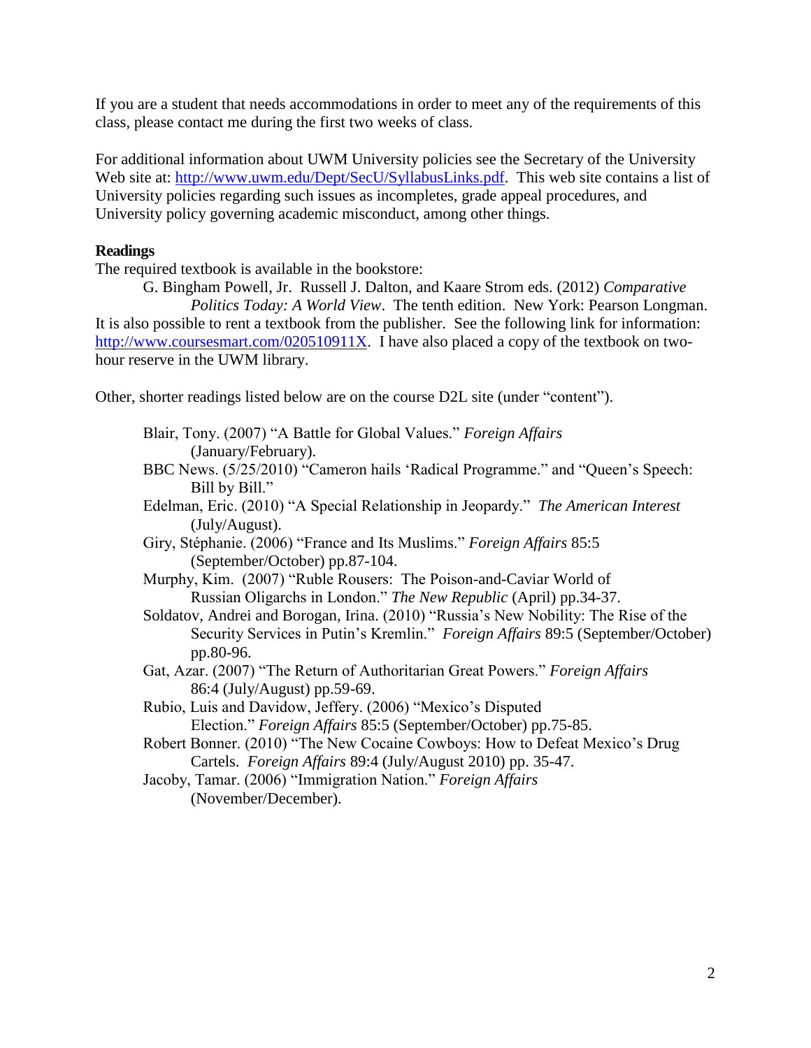If you are a student that needs accommodations in order to meet any of the requirements of this class, please contact me during the first two weeks of class.

For additional information about UWM University policies see the Secretary of the University Web site at: [http://www.uwm.edu/Dept/SecU/SyllabusLinks.pdf](http://www.uwm.edu/Dept/SecU/SyllabusLinks.pdf). This web site contains a list of University policies regarding such issues as incompletes, grade appeal procedures, and University policy governing academic misconduct, among other things.

**Readings**

The required textbook is available in the bookstore:

G. Bingham Powell, Jr. Russell J. Dalton, and Kaare Strom eds. (2012) *Comparative Politics Today: A World View*. The tenth edition. New York: Pearson Longman.

It is also possible to rent a textbook from the publisher. See the following link for information: [http://www.coursesmart.com/020510911X](http://www.coursesmart.com/020510911X). I have also placed a copy of the textbook on two-hour reserve in the UWM library.

Other, shorter readings listed below are on the course D2L site (under "content").

- Blair, Tony. (2007) "A Battle for Global Values." *Foreign Affairs* (January/February).
- BBC News. (5/25/2010) "Cameron hails 'Radical Programme." and "Queen's Speech: Bill by Bill."
- Edelman, Eric. (2010) "A Special Relationship in Jeopardy." *The American Interest* (July/August).
- Giry, Stéphanie. (2006) "France and Its Muslims." *Foreign Affairs* 85:5 (September/October) pp.87-104.
- Murphy, Kim. (2007) "Ruble Rousers: The Poison-and-Caviar World of Russian Oligarchs in London." *The New Republic* (April) pp.34-37.
- Soldatov, Andrei and Borogan, Irina. (2010) "Russia's New Nobility: The Rise of the Security Services in Putin's Kremlin." *Foreign Affairs* 89:5 (September/October) pp.80-96.
- Gat, Azar. (2007) "The Return of Authoritarian Great Powers." *Foreign Affairs* 86:4 (July/August) pp.59-69.
- Rubio, Luis and Davidow, Jeffery. (2006) "Mexico's Disputed Election." *Foreign Affairs* 85:5 (September/October) pp.75-85.
- Robert Bonner. (2010) "The New Cocaine Cowboys: How to Defeat Mexico's Drug Cartels. *Foreign Affairs* 89:4 (July/August 2010) pp. 35-47.
- Jacoby, Tamar. (2006) "Immigration Nation." *Foreign Affairs* (November/December).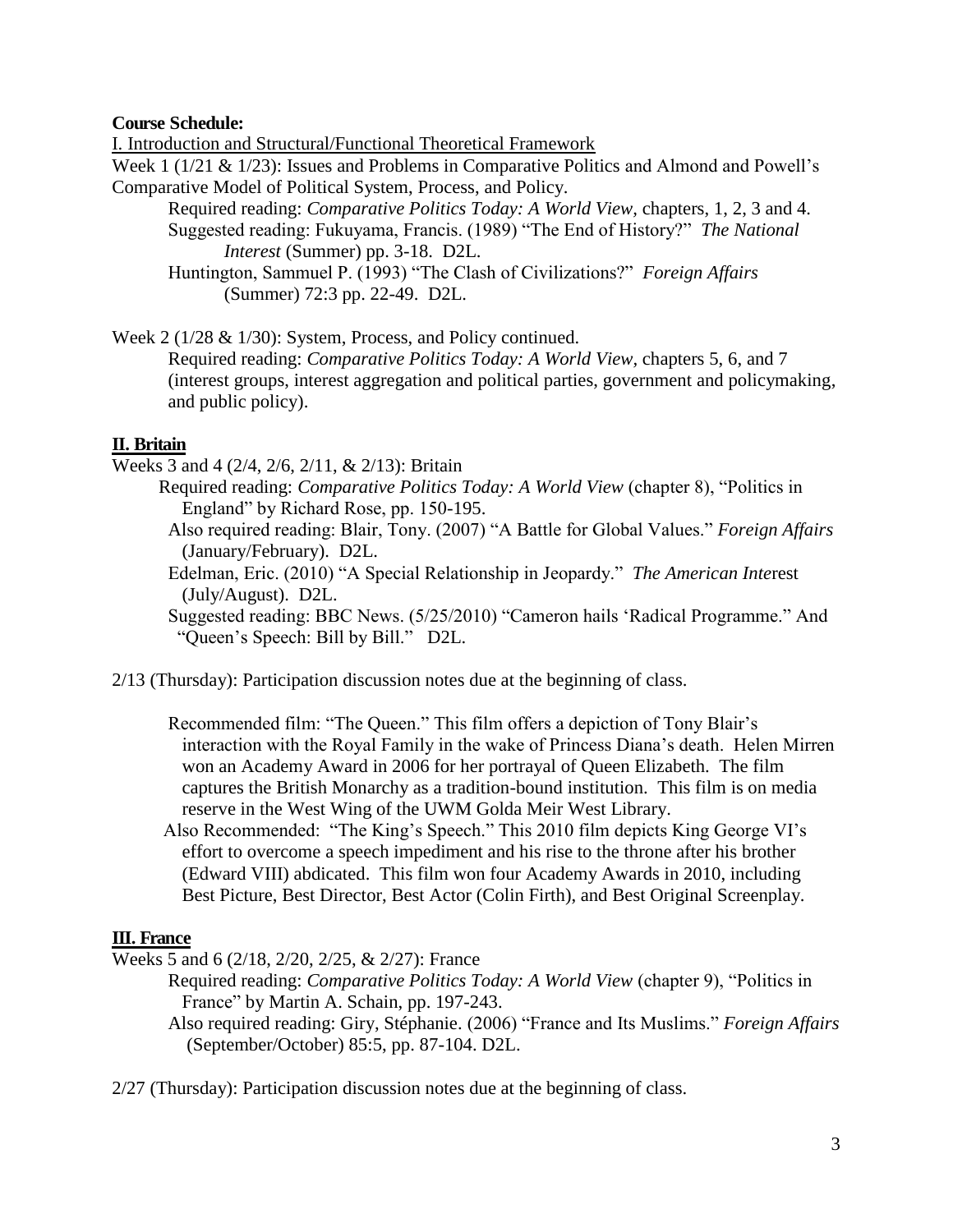**Course Schedule:**

I. Introduction and Structural/Functional Theoretical Framework

Week 1 (1/21 & 1/23): Issues and Problems in Comparative Politics and Almond and Powell's Comparative Model of Political System, Process, and Policy.

Required reading: *Comparative Politics Today: A World View*, chapters, 1, 2, 3 and 4.

Suggested reading: Fukuyama, Francis. (1989) "The End of History?" *The National Interest* (Summer) pp. 3-18. D2L.

Huntington, Sammuel P. (1993) "The Clash of Civilizations?" *Foreign Affairs* (Summer) 72:3 pp. 22-49. D2L.

Week 2 (1/28 & 1/30): System, Process, and Policy continued.

Required reading: *Comparative Politics Today: A World View*, chapters 5, 6, and 7 (interest groups, interest aggregation and political parties, government and policymaking, and public policy).

## II. Britain

Weeks 3 and 4 (2/4, 2/6, 2/11, & 2/13): Britain

Required reading: *Comparative Politics Today: A World View* (chapter 8), "Politics in England" by Richard Rose, pp. 150-195.

Also required reading: Blair, Tony. (2007) "A Battle for Global Values." *Foreign Affairs* (January/February). D2L.

Edelman, Eric. (2010) "A Special Relationship in Jeopardy." *The American Interest* (July/August). D2L.

Suggested reading: BBC News. (5/25/2010) "Cameron hails 'Radical Programme." And "Queen's Speech: Bill by Bill." D2L.

2/13 (Thursday): Participation discussion notes due at the beginning of class.

Recommended film: "The Queen." This film offers a depiction of Tony Blair's interaction with the Royal Family in the wake of Princess Diana's death. Helen Mirren won an Academy Award in 2006 for her portrayal of Queen Elizabeth. The film captures the British Monarchy as a tradition-bound institution. This film is on media reserve in the West Wing of the UWM Golda Meir West Library.

Also Recommended: "The King's Speech." This 2010 film depicts King George VI's effort to overcome a speech impediment and his rise to the throne after his brother (Edward VIII) abdicated. This film won four Academy Awards in 2010, including Best Picture, Best Director, Best Actor (Colin Firth), and Best Original Screenplay.

## III. France

Weeks 5 and 6 (2/18, 2/20, 2/25, & 2/27): France

Required reading: *Comparative Politics Today: A World View* (chapter 9), "Politics in France" by Martin A. Schain, pp. 197-243.

Also required reading: Giry, Stéphanie. (2006) "France and Its Muslims." *Foreign Affairs* (September/October) 85:5, pp. 87-104. D2L.

2/27 (Thursday): Participation discussion notes due at the beginning of class.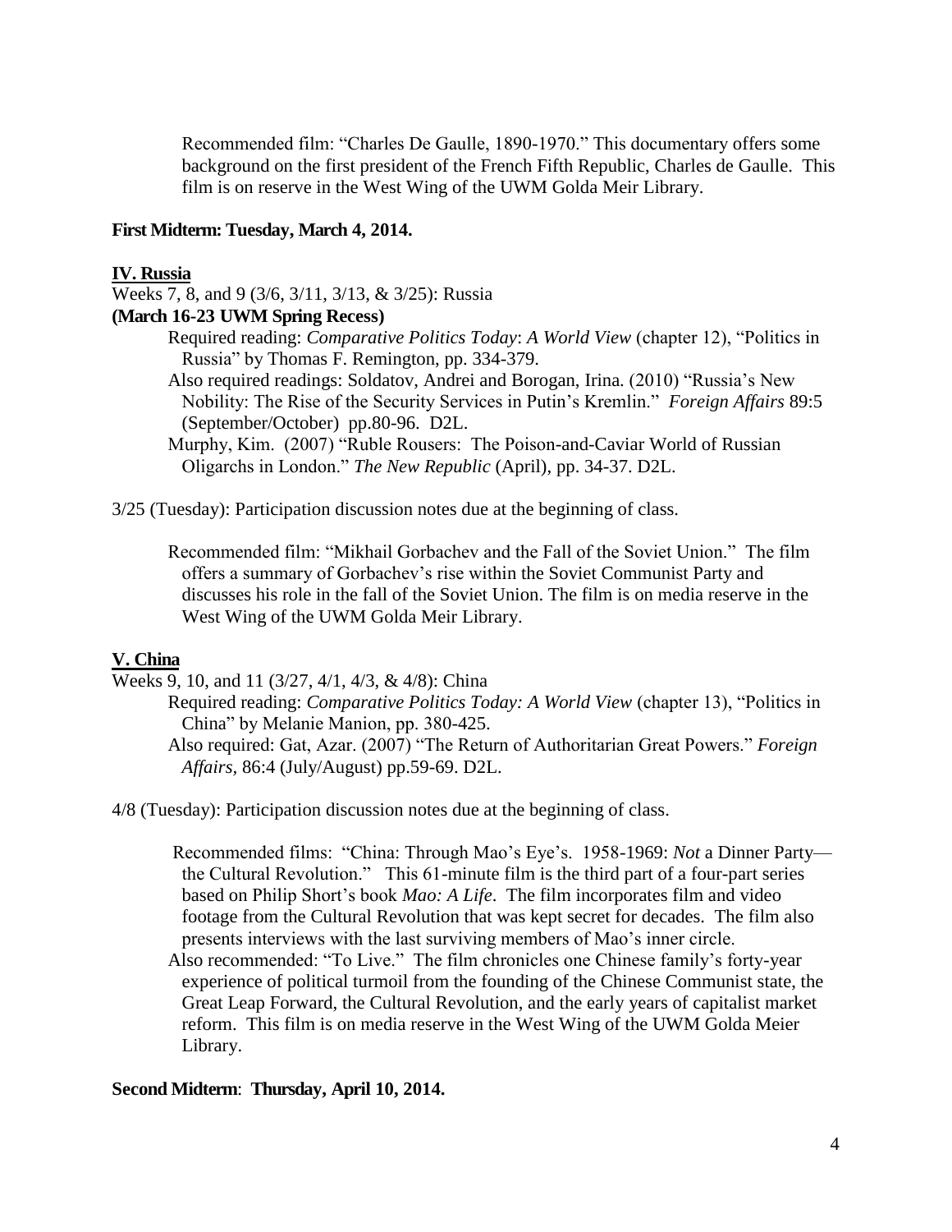Recommended film: "Charles De Gaulle, 1890-1970." This documentary offers some background on the first president of the French Fifth Republic, Charles de Gaulle. This film is on reserve in the West Wing of the UWM Golda Meir Library.

**First Midterm: Tuesday, March 4, 2014.**

## IV. Russia

Weeks 7, 8, and 9 (3/6, 3/11, 3/13, & 3/25): Russia

**(March 16-23 UWM Spring Recess)**

Required reading: *Comparative Politics Today*: *A World View* (chapter 12), "Politics in Russia" by Thomas F. Remington, pp. 334-379.

Also required readings: Soldatov, Andrei and Borogan, Irina. (2010) "Russia's New Nobility: The Rise of the Security Services in Putin's Kremlin." *Foreign Affairs* 89:5 (September/October) pp.80-96. D2L.

Murphy, Kim. (2007) "Ruble Rousers: The Poison-and-Caviar World of Russian Oligarchs in London." *The New Republic* (April), pp. 34-37. D2L.

3/25 (Tuesday): Participation discussion notes due at the beginning of class.

Recommended film: "Mikhail Gorbachev and the Fall of the Soviet Union." The film offers a summary of Gorbachev's rise within the Soviet Communist Party and discusses his role in the fall of the Soviet Union. The film is on media reserve in the West Wing of the UWM Golda Meir Library.

## V. China

Weeks 9, 10, and 11 (3/27, 4/1, 4/3, & 4/8): China

Required reading: *Comparative Politics Today: A World View* (chapter 13), "Politics in China" by Melanie Manion, pp. 380-425.

Also required: Gat, Azar. (2007) "The Return of Authoritarian Great Powers." *Foreign Affairs*, 86:4 (July/August) pp.59-69. D2L.

4/8 (Tuesday): Participation discussion notes due at the beginning of class.

Recommended films: "China: Through Mao's Eye's. 1958-1969: *Not* a Dinner Party—the Cultural Revolution." This 61-minute film is the third part of a four-part series based on Philip Short's book *Mao: A Life*. The film incorporates film and video footage from the Cultural Revolution that was kept secret for decades. The film also presents interviews with the last surviving members of Mao's inner circle.

Also recommended: "To Live." The film chronicles one Chinese family's forty-year experience of political turmoil from the founding of the Chinese Communist state, the Great Leap Forward, the Cultural Revolution, and the early years of capitalist market reform. This film is on media reserve in the West Wing of the UWM Golda Meier Library.

**Second Midterm**: **Thursday, April 10, 2014.**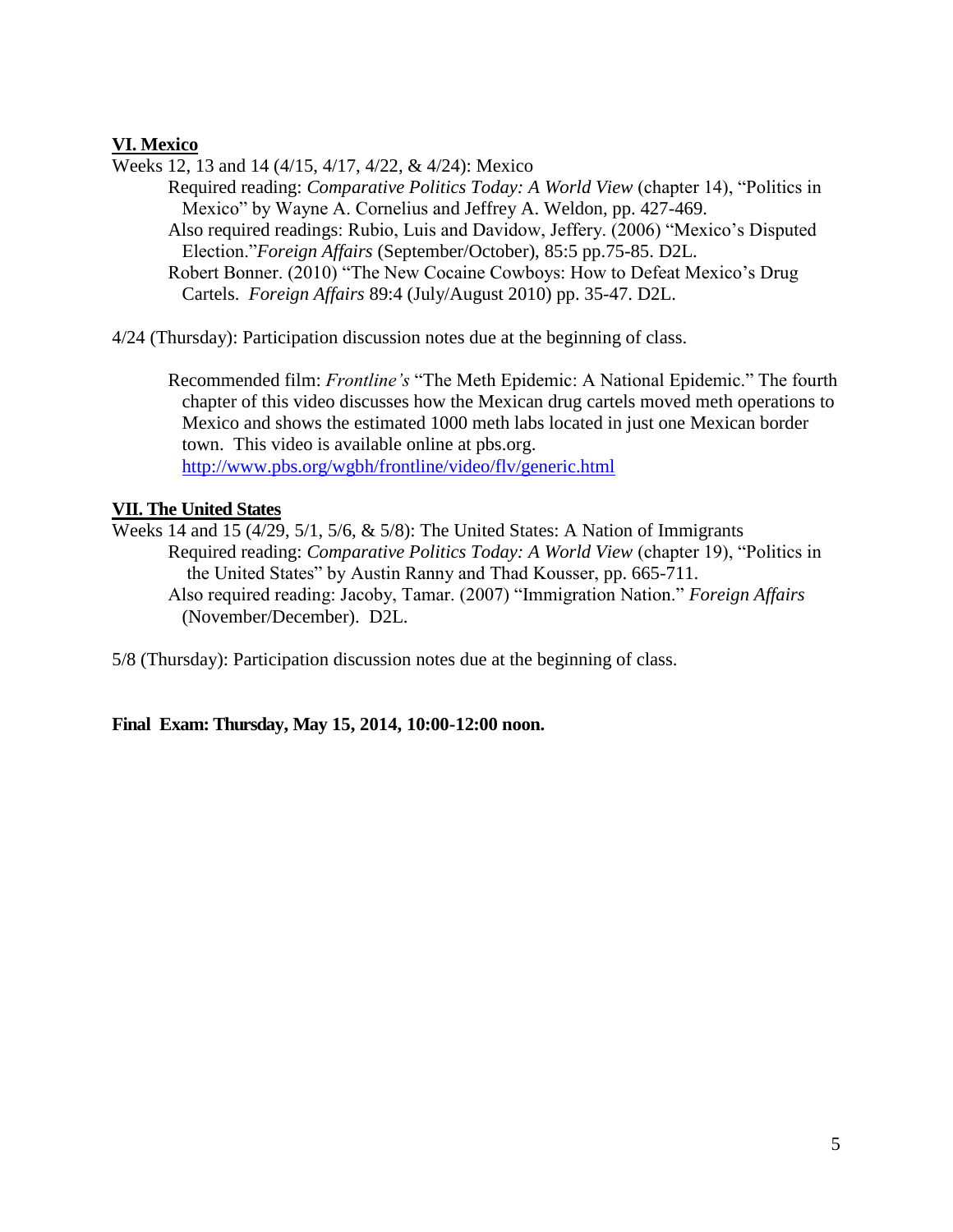## VI. Mexico

Weeks 12, 13 and 14 (4/15, 4/17, 4/22, & 4/24): Mexico

Required reading: *Comparative Politics Today: A World View* (chapter 14), "Politics in Mexico" by Wayne A. Cornelius and Jeffrey A. Weldon, pp. 427-469.

Also required readings: Rubio, Luis and Davidow, Jeffery. (2006) "Mexico's Disputed Election."*Foreign Affairs* (September/October), 85:5 pp.75-85. D2L.

Robert Bonner. (2010) "The New Cocaine Cowboys: How to Defeat Mexico's Drug Cartels. *Foreign Affairs* 89:4 (July/August 2010) pp. 35-47. D2L.

4/24 (Thursday): Participation discussion notes due at the beginning of class.

Recommended film: *Frontline's* "The Meth Epidemic: A National Epidemic." The fourth chapter of this video discusses how the Mexican drug cartels moved meth operations to Mexico and shows the estimated 1000 meth labs located in just one Mexican border town. This video is available online at pbs.org. http://www.pbs.org/wgbh/frontline/video/flv/generic.html

## VII. The United States

Weeks 14 and 15 (4/29, 5/1, 5/6, & 5/8): The United States: A Nation of Immigrants

Required reading: *Comparative Politics Today: A World View* (chapter 19), "Politics in the United States" by Austin Ranny and Thad Kousser, pp. 665-711.

Also required reading: Jacoby, Tamar. (2007) "Immigration Nation." *Foreign Affairs* (November/December). D2L.

5/8 (Thursday): Participation discussion notes due at the beginning of class.

**Final Exam: Thursday, May 15, 2014, 10:00-12:00 noon.**